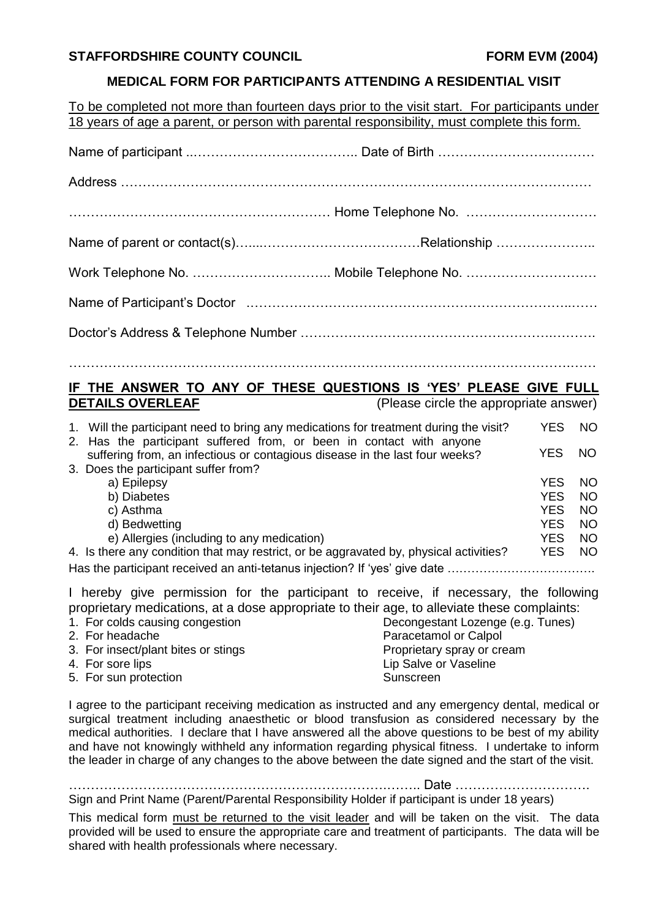**STAFFORDSHIRE COUNTY COUNCIL** **FORM EVM (2004)**

## MEDICAL FORM FOR PARTICIPANTS ATTENDING A RESIDENTIAL VISIT

To be completed not more than fourteen days prior to the visit start. For participants under 18 years of age a parent, or person with parental responsibility, must complete this form.

Name of participant ..……………………………….. Date of Birth ………………………………

Address ……………………………………………………………………………………………

…………………………………………………… Home Telephone No. …………………………

Name of parent or contact(s)…....………………………………Relationship …………………..

Work Telephone No. ………………………….. Mobile Telephone No. …………………………

Name of Participant's Doctor ……………………………………………………………...……

Doctor's Address & Telephone Number ………………………………………………….……….

………………………………………………………………………………………………………

**IF THE ANSWER TO ANY OF THESE QUESTIONS IS 'YES' PLEASE GIVE FULL DETAILS OVERLEAF** (Please circle the appropriate answer)

| | | |
|---|---|---|
| 1. Will the participant need to bring any medications for treatment during the visit? | YES | NO |
| 2. Has the participant suffered from, or been in contact with anyone suffering from, an infectious or contagious disease in the last four weeks? | YES | NO |
| 3. Does the participant suffer from? | | |
| a) Epilepsy | YES | NO |
| b) Diabetes | YES | NO |
| c) Asthma | YES | NO |
| d) Bedwetting | YES | NO |
| e) Allergies (including to any medication) | YES | NO |
| 4. Is there any condition that may restrict, or be aggravated by, physical activities? | YES | NO |

Has the participant received an anti-tetanus injection? If 'yes' give date ……………………………….

I hereby give permission for the participant to receive, if necessary, the following proprietary medications, at a dose appropriate to their age, to alleviate these complaints:

| | |
|---|---|
| 1. For colds causing congestion | Decongestant Lozenge (e.g. Tunes) |
| 2. For headache | Paracetamol or Calpol |
| 3. For insect/plant bites or stings | Proprietary spray or cream |
| 4. For sore lips | Lip Salve or Vaseline |
| 5. For sun protection | Sunscreen |

I agree to the participant receiving medication as instructed and any emergency dental, medical or surgical treatment including anaesthetic or blood transfusion as considered necessary by the medical authorities. I declare that I have answered all the above questions to be best of my ability and have not knowingly withheld any information regarding physical fitness. I undertake to inform the leader in charge of any changes to the above between the date signed and the start of the visit.

……………………………………………………………………….. Date ………………………….

Sign and Print Name (Parent/Parental Responsibility Holder if participant is under 18 years)

This medical form must be returned to the visit leader and will be taken on the visit. The data provided will be used to ensure the appropriate care and treatment of participants. The data will be shared with health professionals where necessary.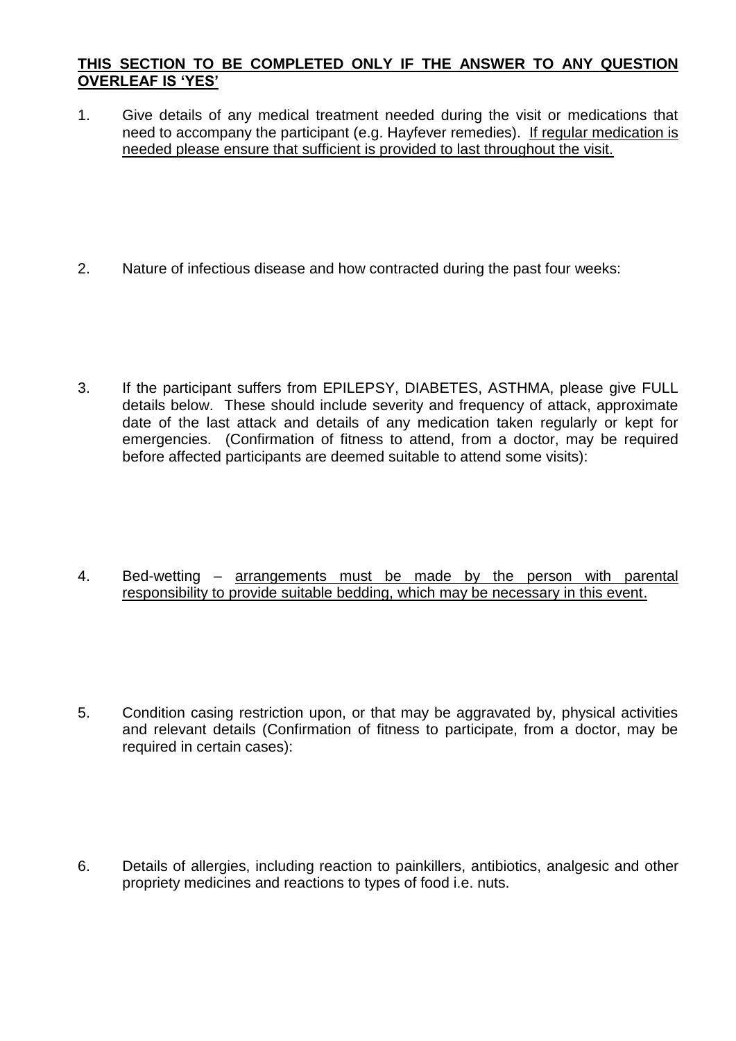**<u>THIS SECTION TO BE COMPLETED ONLY IF THE ANSWER TO ANY QUESTION OVERLEAF IS 'YES'</u>**

1. Give details of any medical treatment needed during the visit or medications that need to accompany the participant (e.g. Hayfever remedies). <u>If regular medication is needed please ensure that sufficient is provided to last throughout the visit.</u>

2. Nature of infectious disease and how contracted during the past four weeks:

3. If the participant suffers from EPILEPSY, DIABETES, ASTHMA, please give FULL details below. These should include severity and frequency of attack, approximate date of the last attack and details of any medication taken regularly or kept for emergencies. (Confirmation of fitness to attend, from a doctor, may be required before affected participants are deemed suitable to attend some visits):

4. Bed-wetting – <u>arrangements must be made by the person with parental responsibility to provide suitable bedding, which may be necessary in this event.</u>

5. Condition casing restriction upon, or that may be aggravated by, physical activities and relevant details (Confirmation of fitness to participate, from a doctor, may be required in certain cases):

6. Details of allergies, including reaction to painkillers, antibiotics, analgesic and other propriety medicines and reactions to types of food i.e. nuts.